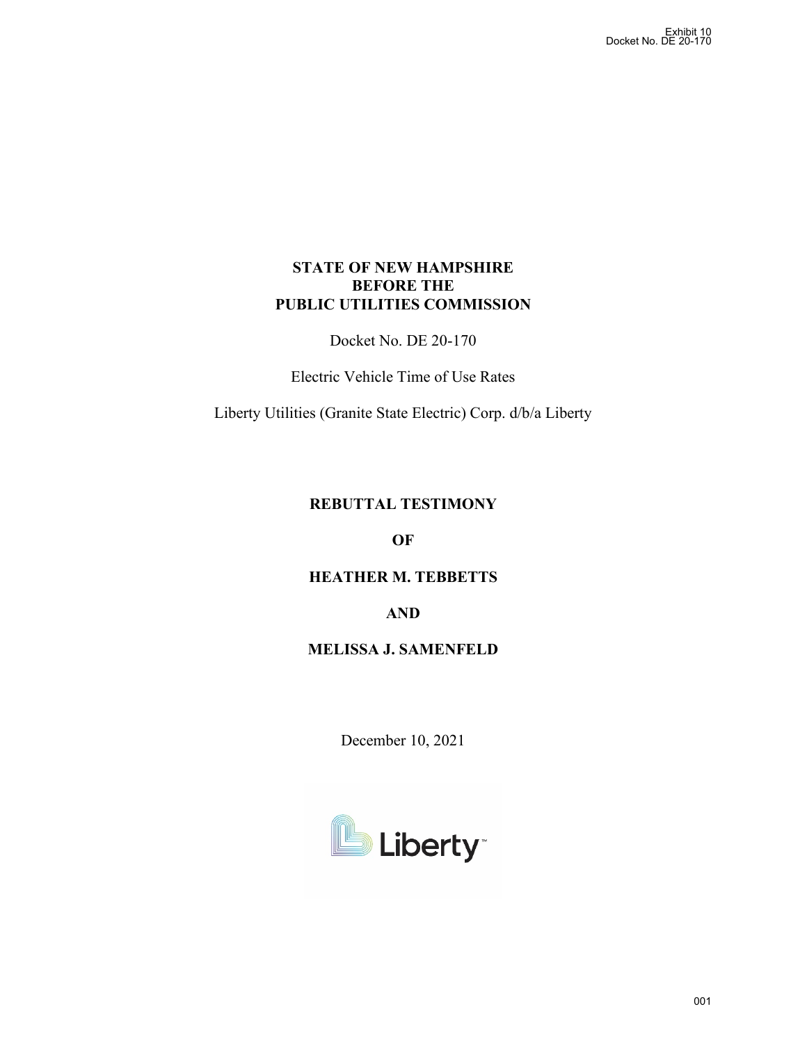Exhibit 10
Docket No. DE 20-170

**STATE OF NEW HAMPSHIRE**
**BEFORE THE**
**PUBLIC UTILITIES COMMISSION**

Docket No. DE 20-170

Electric Vehicle Time of Use Rates

Liberty Utilities (Granite State Electric) Corp. d/b/a Liberty

**REBUTTAL TESTIMONY**

**OF**

**HEATHER M. TEBBETTS**

**AND**

**MELISSA J. SAMENFELD**

December 10, 2021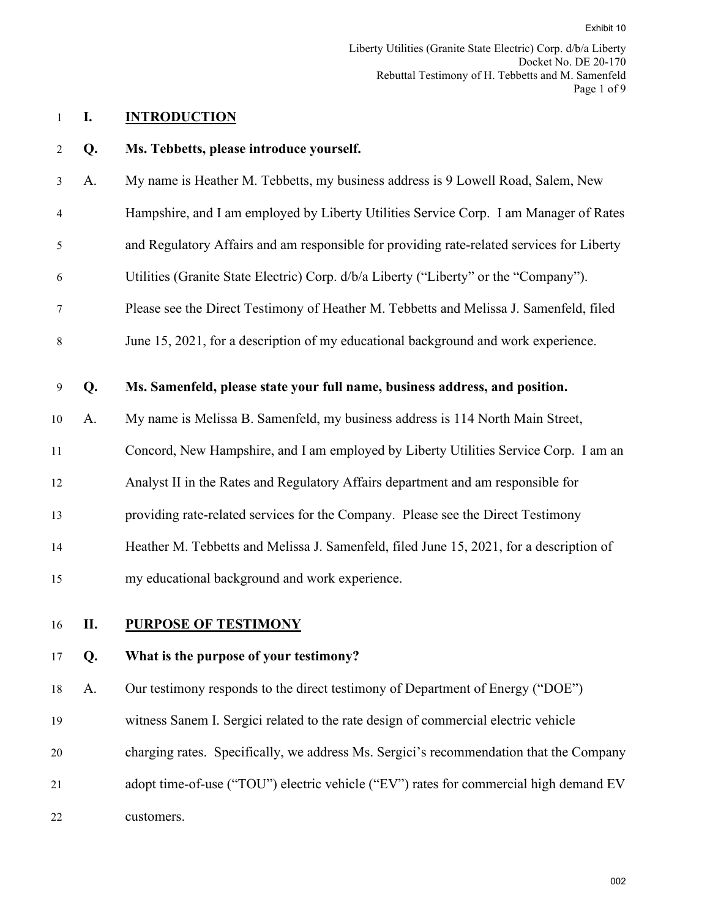## I. INTRODUCTION

**Q. Ms. Tebbetts, please introduce yourself.**

A. My name is Heather M. Tebbetts, my business address is 9 Lowell Road, Salem, New Hampshire, and I am employed by Liberty Utilities Service Corp. I am Manager of Rates and Regulatory Affairs and am responsible for providing rate-related services for Liberty Utilities (Granite State Electric) Corp. d/b/a Liberty ("Liberty" or the "Company"). Please see the Direct Testimony of Heather M. Tebbetts and Melissa J. Samenfeld, filed June 15, 2021, for a description of my educational background and work experience.

**Q. Ms. Samenfeld, please state your full name, business address, and position.**

A. My name is Melissa B. Samenfeld, my business address is 114 North Main Street, Concord, New Hampshire, and I am employed by Liberty Utilities Service Corp. I am an Analyst II in the Rates and Regulatory Affairs department and am responsible for providing rate-related services for the Company. Please see the Direct Testimony Heather M. Tebbetts and Melissa J. Samenfeld, filed June 15, 2021, for a description of my educational background and work experience.

## II. PURPOSE OF TESTIMONY

**Q. What is the purpose of your testimony?**

A. Our testimony responds to the direct testimony of Department of Energy ("DOE") witness Sanem I. Sergici related to the rate design of commercial electric vehicle charging rates. Specifically, we address Ms. Sergici's recommendation that the Company adopt time-of-use ("TOU") electric vehicle ("EV") rates for commercial high demand EV customers.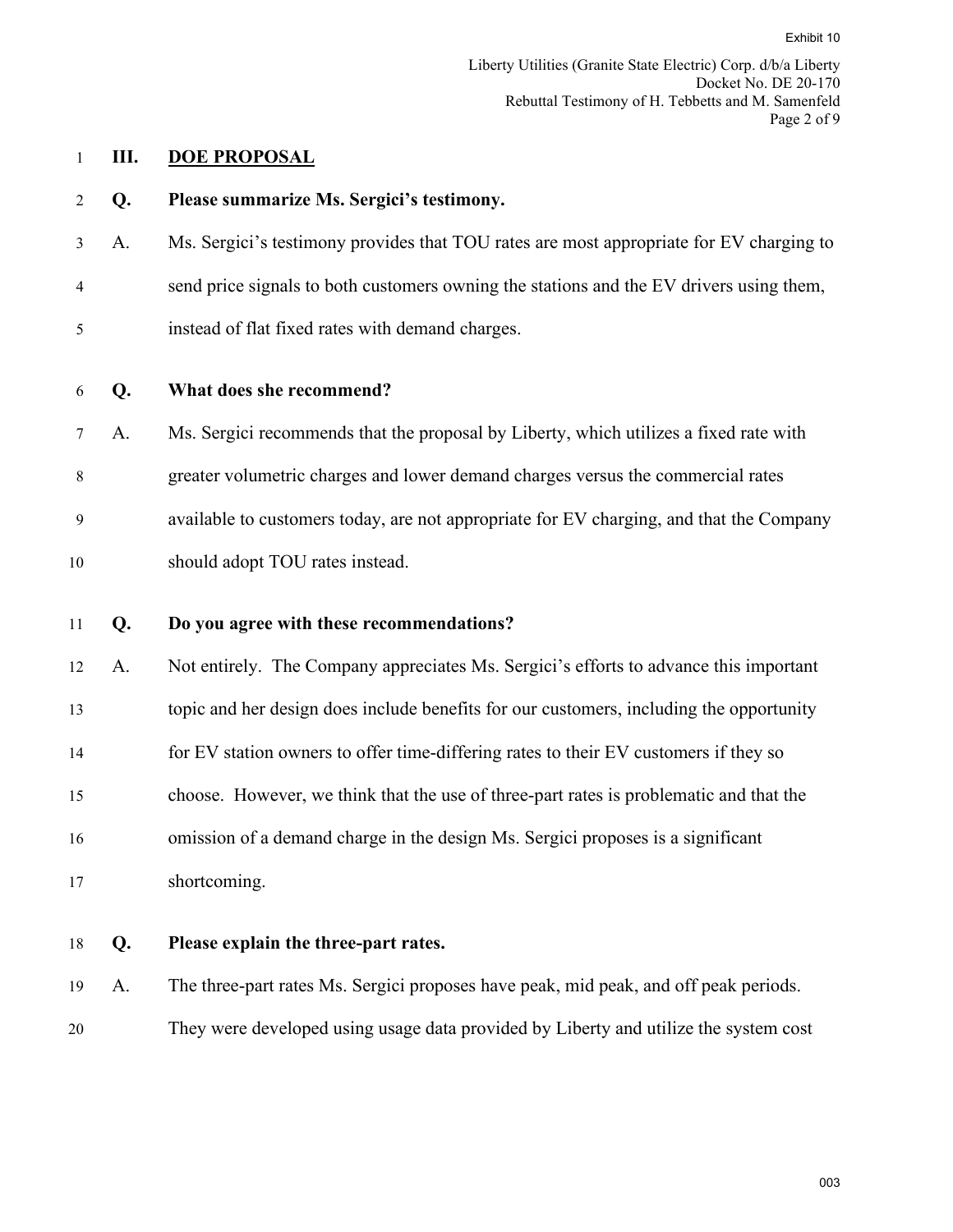## III. DOE PROPOSAL

**Q. Please summarize Ms. Sergici's testimony.**

A. Ms. Sergici's testimony provides that TOU rates are most appropriate for EV charging to send price signals to both customers owning the stations and the EV drivers using them, instead of flat fixed rates with demand charges.

**Q. What does she recommend?**

A. Ms. Sergici recommends that the proposal by Liberty, which utilizes a fixed rate with greater volumetric charges and lower demand charges versus the commercial rates available to customers today, are not appropriate for EV charging, and that the Company should adopt TOU rates instead.

**Q. Do you agree with these recommendations?**

A. Not entirely. The Company appreciates Ms. Sergici's efforts to advance this important topic and her design does include benefits for our customers, including the opportunity for EV station owners to offer time-differing rates to their EV customers if they so choose. However, we think that the use of three-part rates is problematic and that the omission of a demand charge in the design Ms. Sergici proposes is a significant shortcoming.

**Q. Please explain the three-part rates.**

A. The three-part rates Ms. Sergici proposes have peak, mid peak, and off peak periods. They were developed using usage data provided by Liberty and utilize the system cost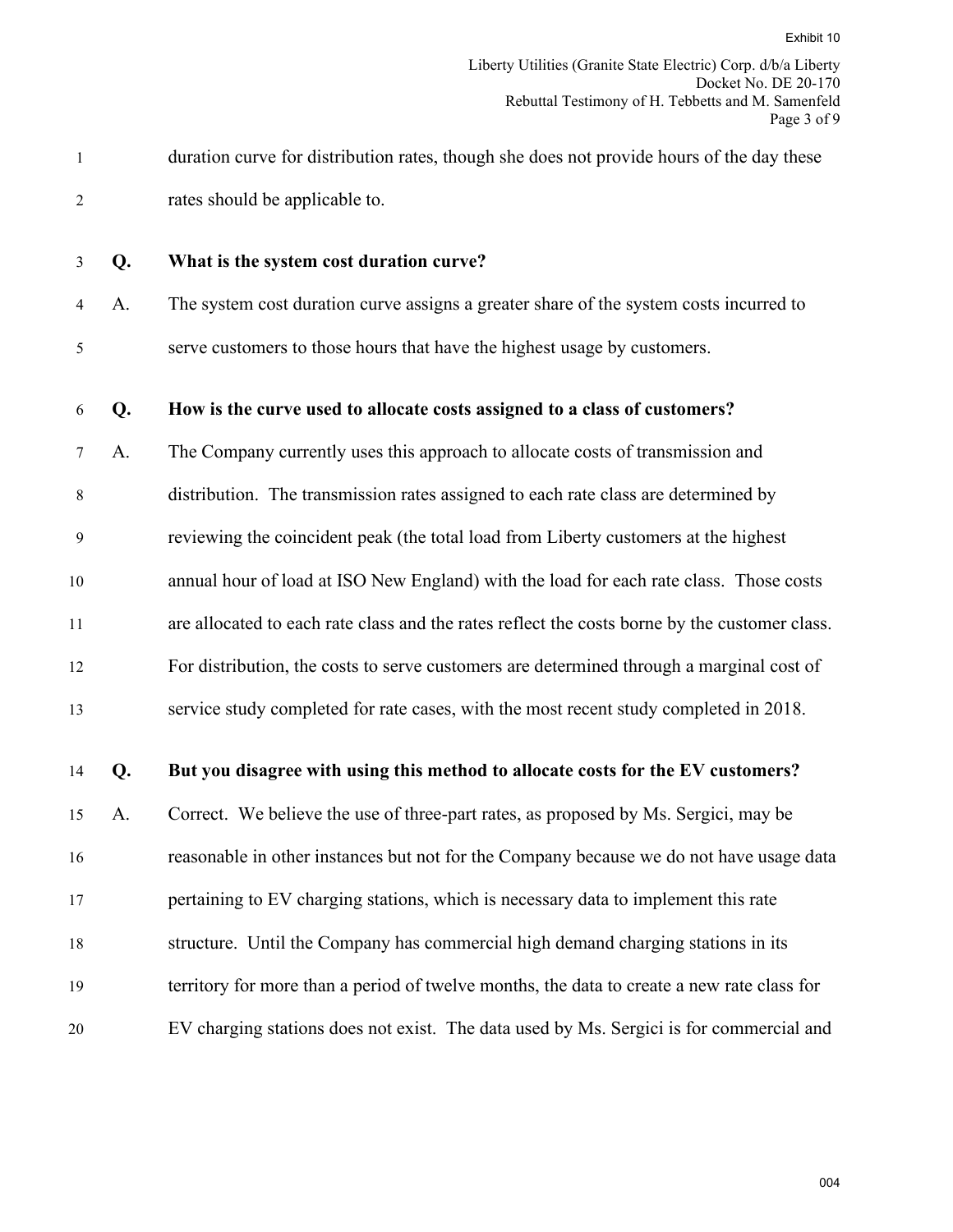duration curve for distribution rates, though she does not provide hours of the day these rates should be applicable to.

**Q. What is the system cost duration curve?**

A. The system cost duration curve assigns a greater share of the system costs incurred to serve customers to those hours that have the highest usage by customers.

**Q. How is the curve used to allocate costs assigned to a class of customers?**

A. The Company currently uses this approach to allocate costs of transmission and distribution. The transmission rates assigned to each rate class are determined by reviewing the coincident peak (the total load from Liberty customers at the highest annual hour of load at ISO New England) with the load for each rate class. Those costs are allocated to each rate class and the rates reflect the costs borne by the customer class. For distribution, the costs to serve customers are determined through a marginal cost of service study completed for rate cases, with the most recent study completed in 2018.

**Q. But you disagree with using this method to allocate costs for the EV customers?**

A. Correct. We believe the use of three-part rates, as proposed by Ms. Sergici, may be reasonable in other instances but not for the Company because we do not have usage data pertaining to EV charging stations, which is necessary data to implement this rate structure. Until the Company has commercial high demand charging stations in its territory for more than a period of twelve months, the data to create a new rate class for EV charging stations does not exist. The data used by Ms. Sergici is for commercial and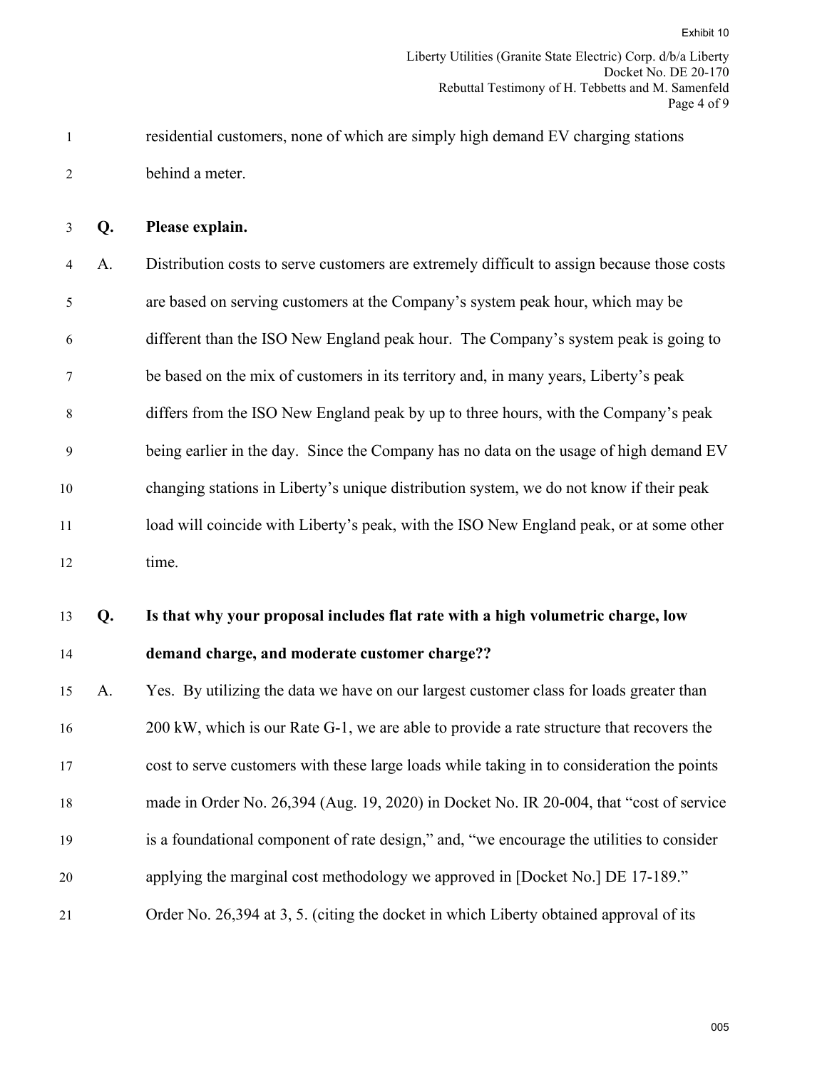residential customers, none of which are simply high demand EV charging stations behind a meter.

**Q. Please explain.**

A. Distribution costs to serve customers are extremely difficult to assign because those costs are based on serving customers at the Company's system peak hour, which may be different than the ISO New England peak hour. The Company's system peak is going to be based on the mix of customers in its territory and, in many years, Liberty's peak differs from the ISO New England peak by up to three hours, with the Company's peak being earlier in the day. Since the Company has no data on the usage of high demand EV changing stations in Liberty's unique distribution system, we do not know if their peak load will coincide with Liberty's peak, with the ISO New England peak, or at some other time.

**Q. Is that why your proposal includes flat rate with a high volumetric charge, low demand charge, and moderate customer charge??**

A. Yes. By utilizing the data we have on our largest customer class for loads greater than 200 kW, which is our Rate G-1, we are able to provide a rate structure that recovers the cost to serve customers with these large loads while taking in to consideration the points made in Order No. 26,394 (Aug. 19, 2020) in Docket No. IR 20-004, that "cost of service is a foundational component of rate design," and, "we encourage the utilities to consider applying the marginal cost methodology we approved in [Docket No.] DE 17-189." Order No. 26,394 at 3, 5. (citing the docket in which Liberty obtained approval of its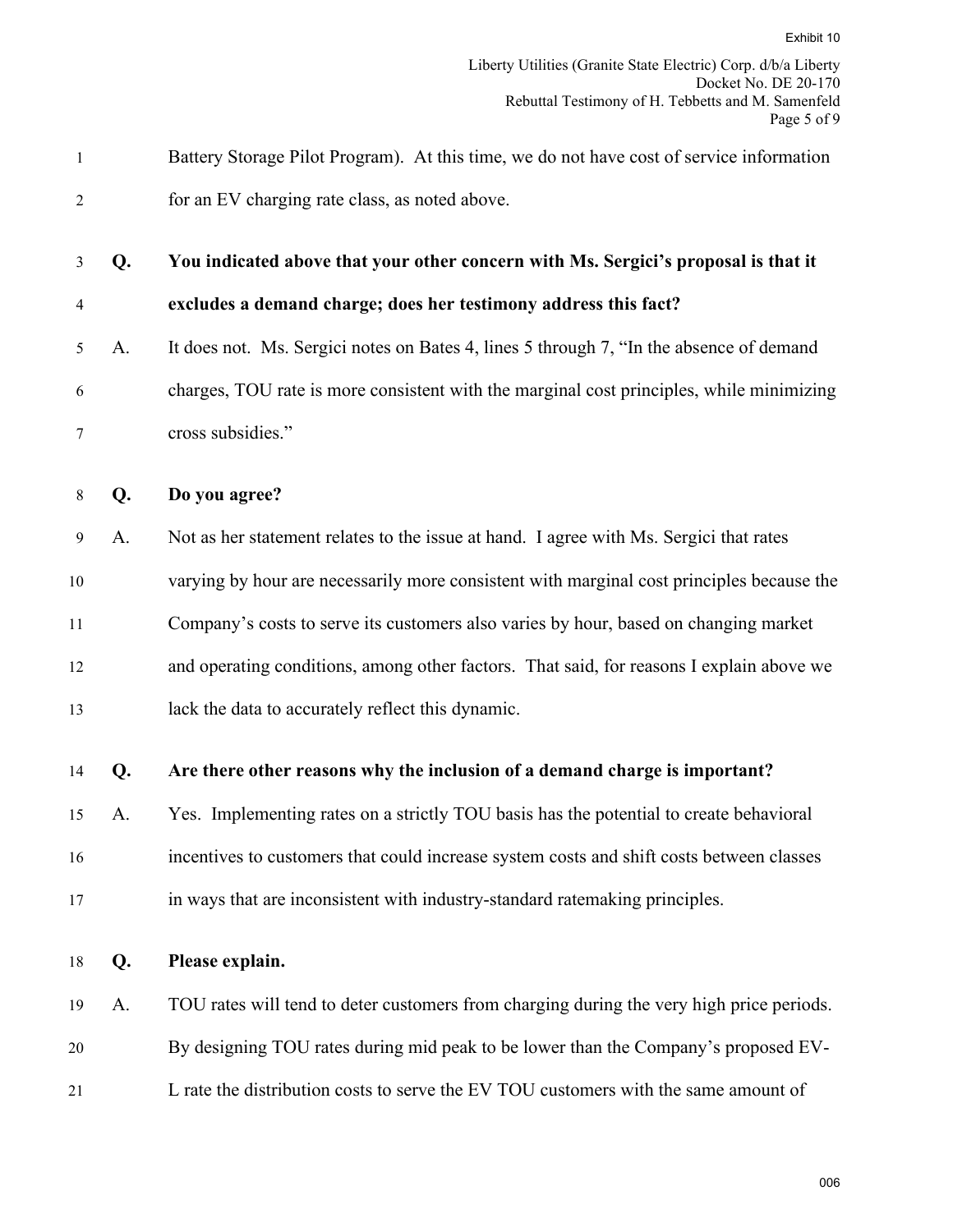Battery Storage Pilot Program). At this time, we do not have cost of service information for an EV charging rate class, as noted above.

**Q. You indicated above that your other concern with Ms. Sergici's proposal is that it excludes a demand charge; does her testimony address this fact?**

A. It does not. Ms. Sergici notes on Bates 4, lines 5 through 7, "In the absence of demand charges, TOU rate is more consistent with the marginal cost principles, while minimizing cross subsidies."

**Q. Do you agree?**

A. Not as her statement relates to the issue at hand. I agree with Ms. Sergici that rates varying by hour are necessarily more consistent with marginal cost principles because the Company's costs to serve its customers also varies by hour, based on changing market and operating conditions, among other factors. That said, for reasons I explain above we lack the data to accurately reflect this dynamic.

**Q. Are there other reasons why the inclusion of a demand charge is important?**

A. Yes. Implementing rates on a strictly TOU basis has the potential to create behavioral incentives to customers that could increase system costs and shift costs between classes in ways that are inconsistent with industry-standard ratemaking principles.

**Q. Please explain.**

A. TOU rates will tend to deter customers from charging during the very high price periods. By designing TOU rates during mid peak to be lower than the Company's proposed EV-L rate the distribution costs to serve the EV TOU customers with the same amount of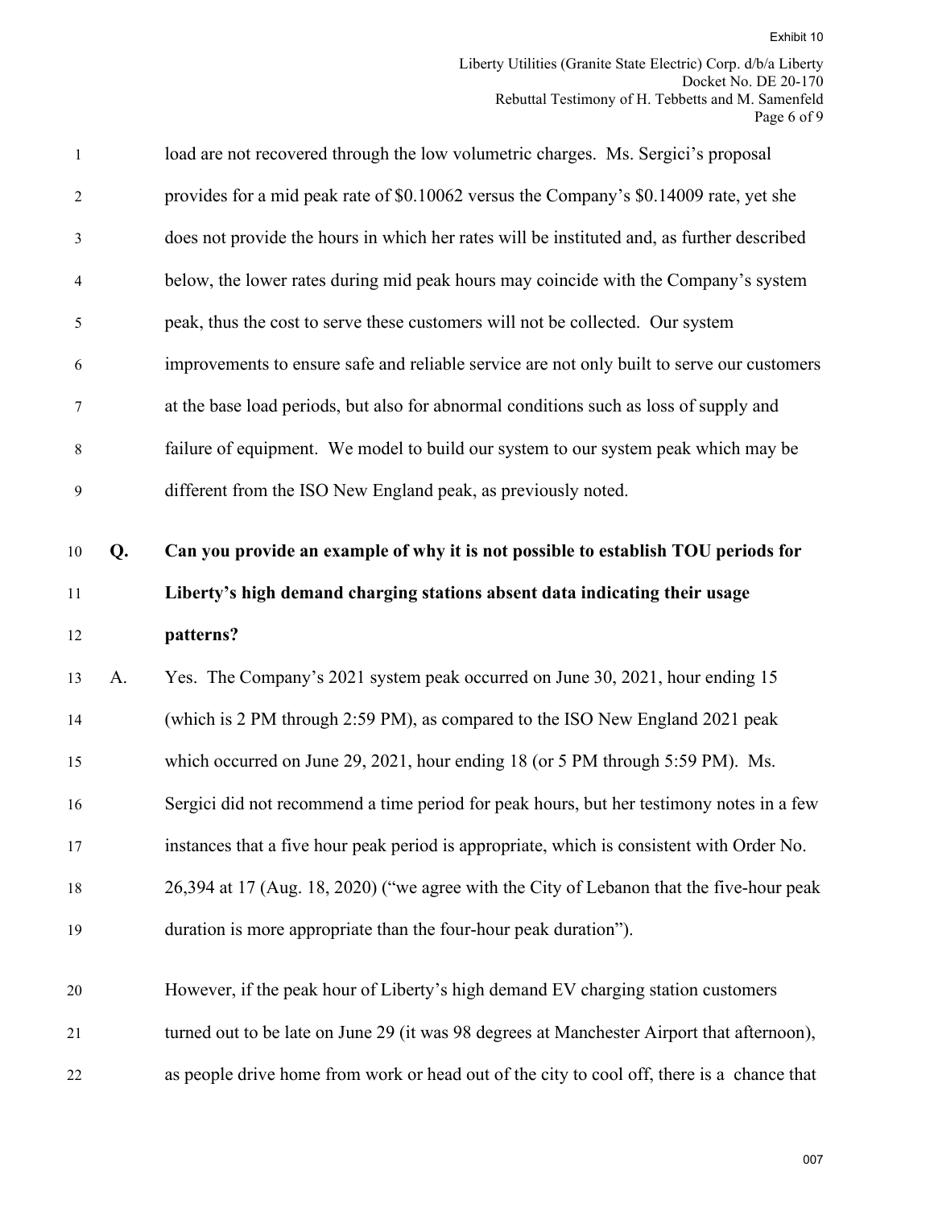load are not recovered through the low volumetric charges. Ms. Sergici's proposal provides for a mid peak rate of $0.10062 versus the Company's $0.14009 rate, yet she does not provide the hours in which her rates will be instituted and, as further described below, the lower rates during mid peak hours may coincide with the Company's system peak, thus the cost to serve these customers will not be collected. Our system improvements to ensure safe and reliable service are not only built to serve our customers at the base load periods, but also for abnormal conditions such as loss of supply and failure of equipment. We model to build our system to our system peak which may be different from the ISO New England peak, as previously noted.

**Q. Can you provide an example of why it is not possible to establish TOU periods for Liberty's high demand charging stations absent data indicating their usage patterns?**

A. Yes. The Company's 2021 system peak occurred on June 30, 2021, hour ending 15 (which is 2 PM through 2:59 PM), as compared to the ISO New England 2021 peak which occurred on June 29, 2021, hour ending 18 (or 5 PM through 5:59 PM). Ms. Sergici did not recommend a time period for peak hours, but her testimony notes in a few instances that a five hour peak period is appropriate, which is consistent with Order No. 26,394 at 17 (Aug. 18, 2020) ("we agree with the City of Lebanon that the five-hour peak duration is more appropriate than the four-hour peak duration").

However, if the peak hour of Liberty's high demand EV charging station customers turned out to be late on June 29 (it was 98 degrees at Manchester Airport that afternoon), as people drive home from work or head out of the city to cool off, there is a chance that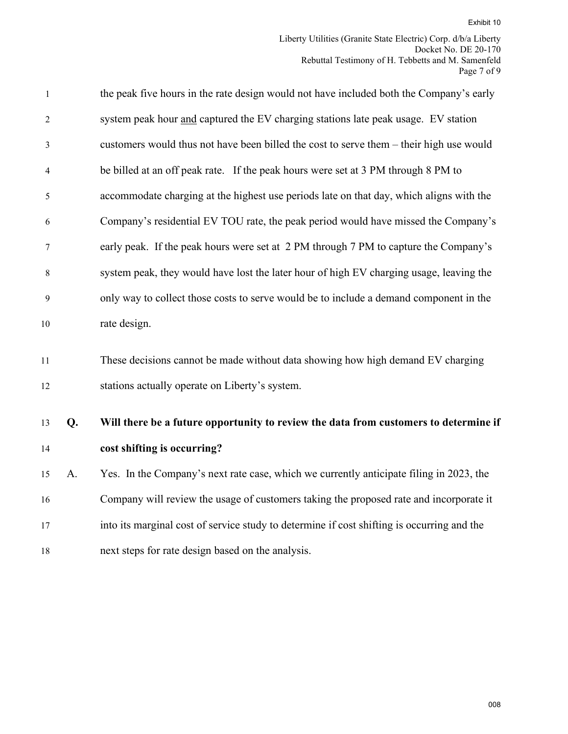the peak five hours in the rate design would not have included both the Company's early system peak hour <u>and</u> captured the EV charging stations late peak usage. EV station customers would thus not have been billed the cost to serve them – their high use would be billed at an off peak rate. If the peak hours were set at 3 PM through 8 PM to accommodate charging at the highest use periods late on that day, which aligns with the Company's residential EV TOU rate, the peak period would have missed the Company's early peak. If the peak hours were set at 2 PM through 7 PM to capture the Company's system peak, they would have lost the later hour of high EV charging usage, leaving the only way to collect those costs to serve would be to include a demand component in the rate design.

These decisions cannot be made without data showing how high demand EV charging stations actually operate on Liberty's system.

**Q. Will there be a future opportunity to review the data from customers to determine if cost shifting is occurring?**

A. Yes. In the Company's next rate case, which we currently anticipate filing in 2023, the Company will review the usage of customers taking the proposed rate and incorporate it into its marginal cost of service study to determine if cost shifting is occurring and the next steps for rate design based on the analysis.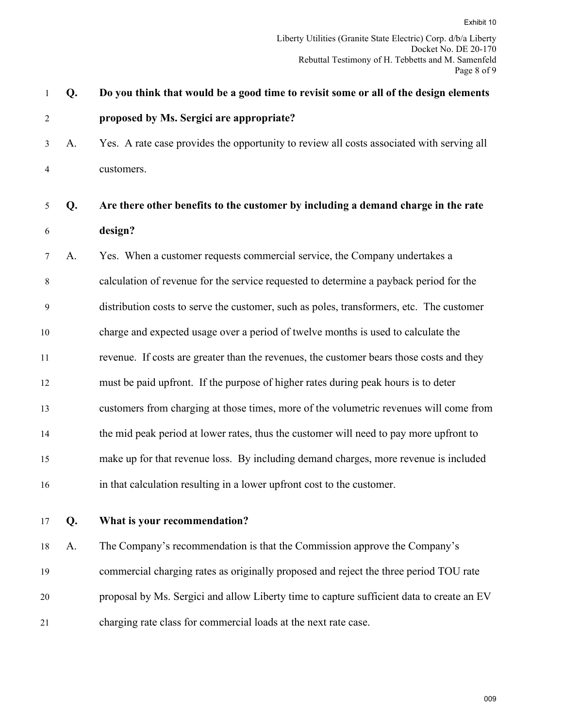**Q. Do you think that would be a good time to revisit some or all of the design elements proposed by Ms. Sergici are appropriate?**

A. Yes. A rate case provides the opportunity to review all costs associated with serving all customers.

**Q. Are there other benefits to the customer by including a demand charge in the rate design?**

A. Yes. When a customer requests commercial service, the Company undertakes a calculation of revenue for the service requested to determine a payback period for the distribution costs to serve the customer, such as poles, transformers, etc. The customer charge and expected usage over a period of twelve months is used to calculate the revenue. If costs are greater than the revenues, the customer bears those costs and they must be paid upfront. If the purpose of higher rates during peak hours is to deter customers from charging at those times, more of the volumetric revenues will come from the mid peak period at lower rates, thus the customer will need to pay more upfront to make up for that revenue loss. By including demand charges, more revenue is included in that calculation resulting in a lower upfront cost to the customer.

**Q. What is your recommendation?**

A. The Company's recommendation is that the Commission approve the Company's commercial charging rates as originally proposed and reject the three period TOU rate proposal by Ms. Sergici and allow Liberty time to capture sufficient data to create an EV charging rate class for commercial loads at the next rate case.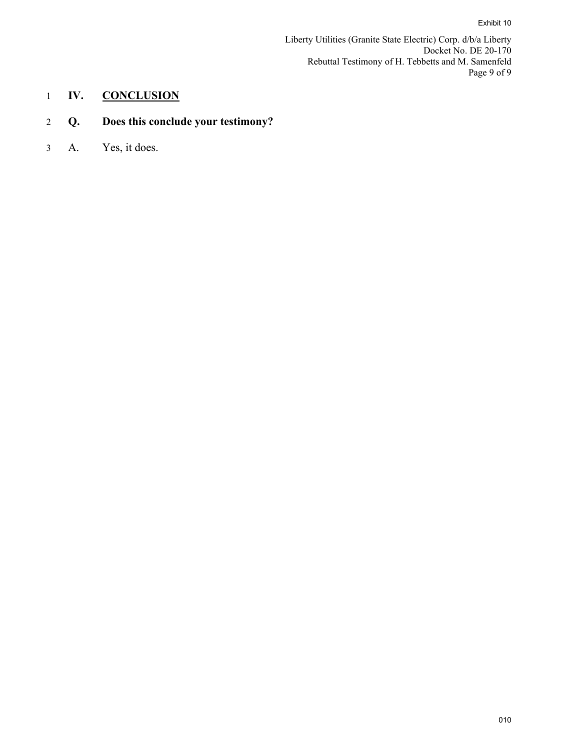## IV. CONCLUSION

**Q. Does this conclude your testimony?**

A. Yes, it does.